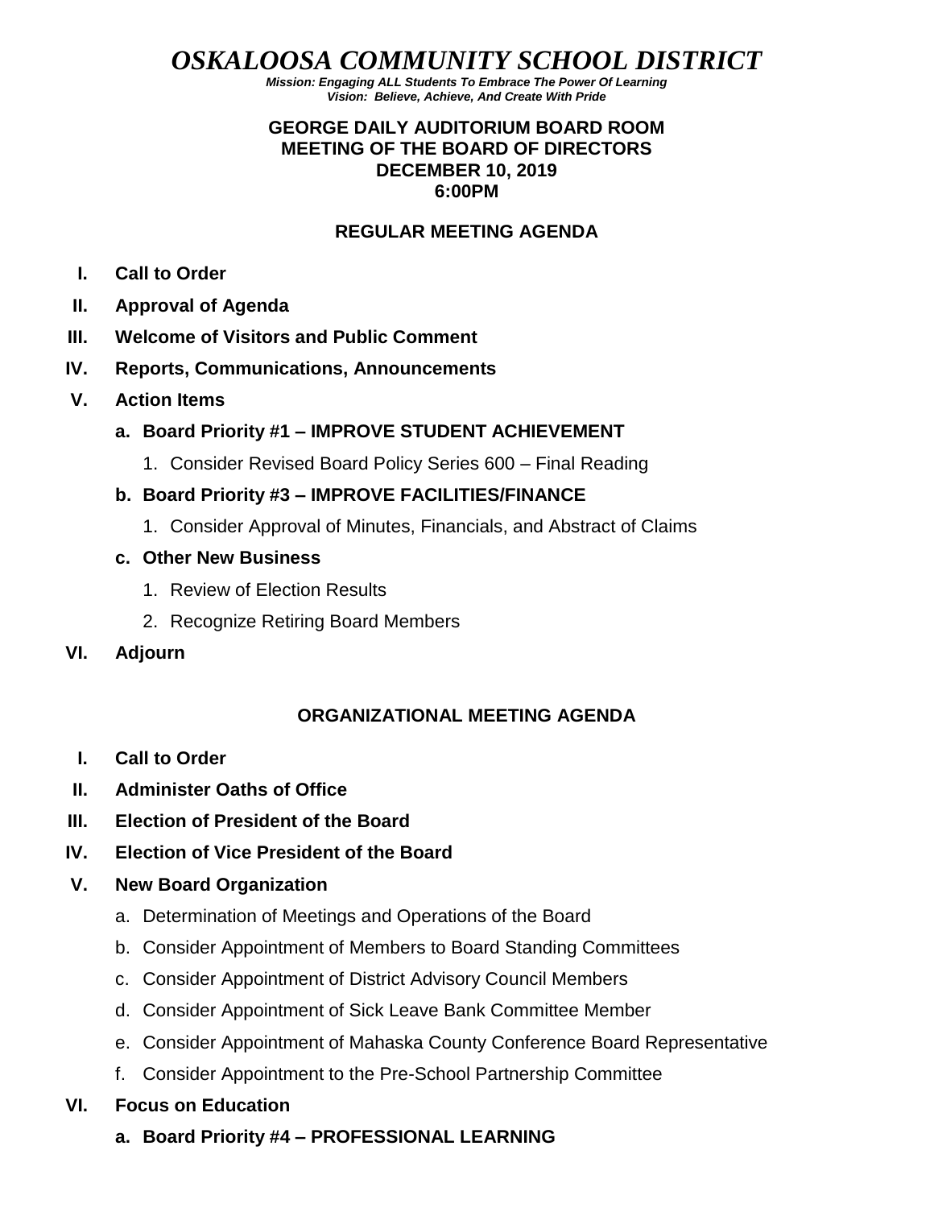# *OSKALOOSA COMMUNITY SCHOOL DISTRICT*

***Mission: Engaging ALL Students To Embrace The Power Of Learning***
***Vision: Believe, Achieve, And Create With Pride***

**GEORGE DAILY AUDITORIUM BOARD ROOM**
**MEETING OF THE BOARD OF DIRECTORS**
**DECEMBER 10, 2019**
**6:00PM**

## REGULAR MEETING AGENDA

- **I. Call to Order**
- **II. Approval of Agenda**
- **III. Welcome of Visitors and Public Comment**
- **IV. Reports, Communications, Announcements**
- **V. Action Items**
  - **a. Board Priority #1 – IMPROVE STUDENT ACHIEVEMENT**
    1. Consider Revised Board Policy Series 600 – Final Reading
  - **b. Board Priority #3 – IMPROVE FACILITIES/FINANCE**
    1. Consider Approval of Minutes, Financials, and Abstract of Claims
  - **c. Other New Business**
    1. Review of Election Results
    2. Recognize Retiring Board Members
- **VI. Adjourn**

## ORGANIZATIONAL MEETING AGENDA

- **I. Call to Order**
- **II. Administer Oaths of Office**
- **III. Election of President of the Board**
- **IV. Election of Vice President of the Board**
- **V. New Board Organization**
  - a. Determination of Meetings and Operations of the Board
  - b. Consider Appointment of Members to Board Standing Committees
  - c. Consider Appointment of District Advisory Council Members
  - d. Consider Appointment of Sick Leave Bank Committee Member
  - e. Consider Appointment of Mahaska County Conference Board Representative
  - f. Consider Appointment to the Pre-School Partnership Committee
- **VI. Focus on Education**
  - **a. Board Priority #4 – PROFESSIONAL LEARNING**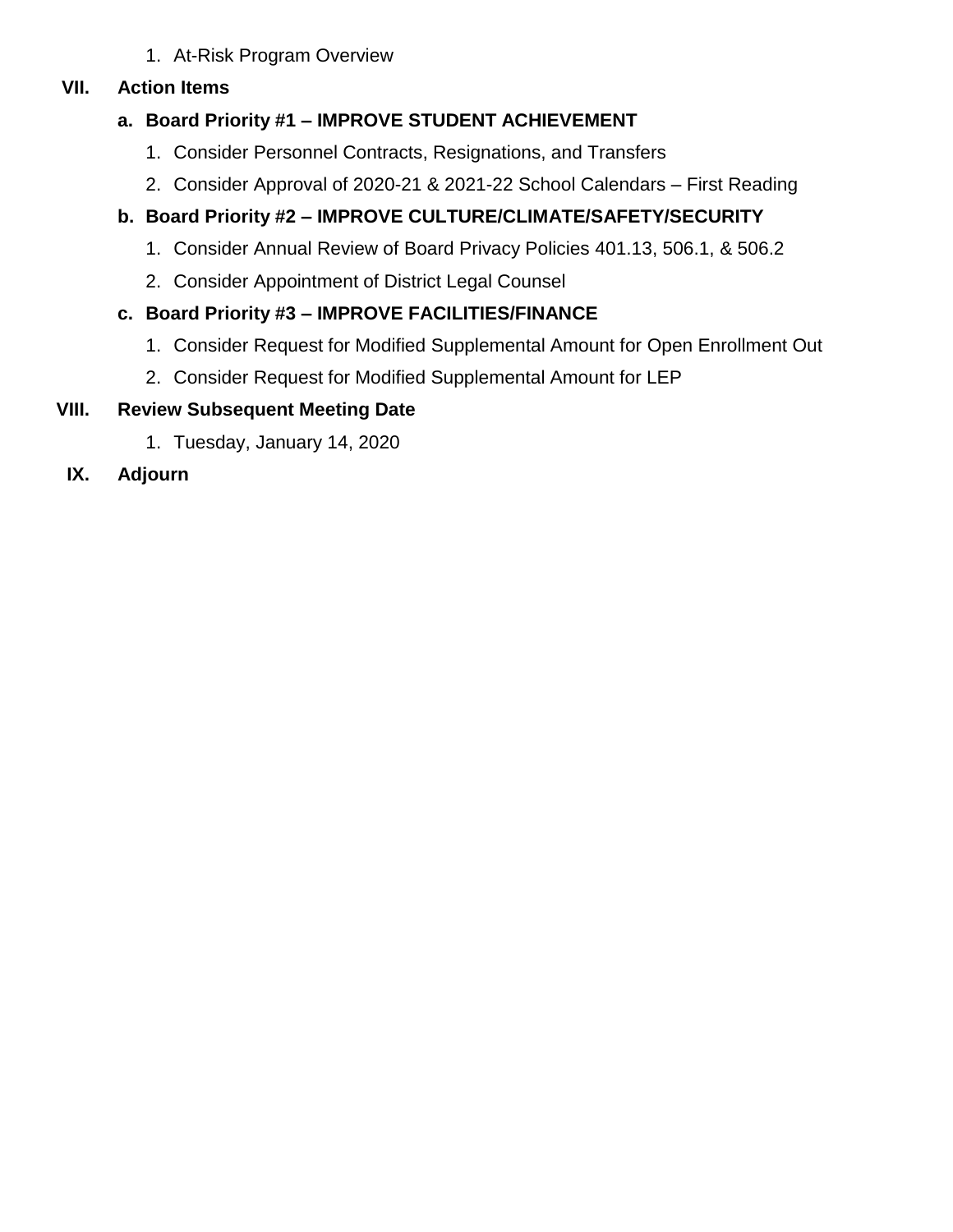1. At-Risk Program Overview

**VII. Action Items**

**a. Board Priority #1 – IMPROVE STUDENT ACHIEVEMENT**

1. Consider Personnel Contracts, Resignations, and Transfers
2. Consider Approval of 2020-21 & 2021-22 School Calendars – First Reading

**b. Board Priority #2 – IMPROVE CULTURE/CLIMATE/SAFETY/SECURITY**

1. Consider Annual Review of Board Privacy Policies 401.13, 506.1, & 506.2
2. Consider Appointment of District Legal Counsel

**c. Board Priority #3 – IMPROVE FACILITIES/FINANCE**

1. Consider Request for Modified Supplemental Amount for Open Enrollment Out
2. Consider Request for Modified Supplemental Amount for LEP

**VIII. Review Subsequent Meeting Date**

1. Tuesday, January 14, 2020

**IX. Adjourn**